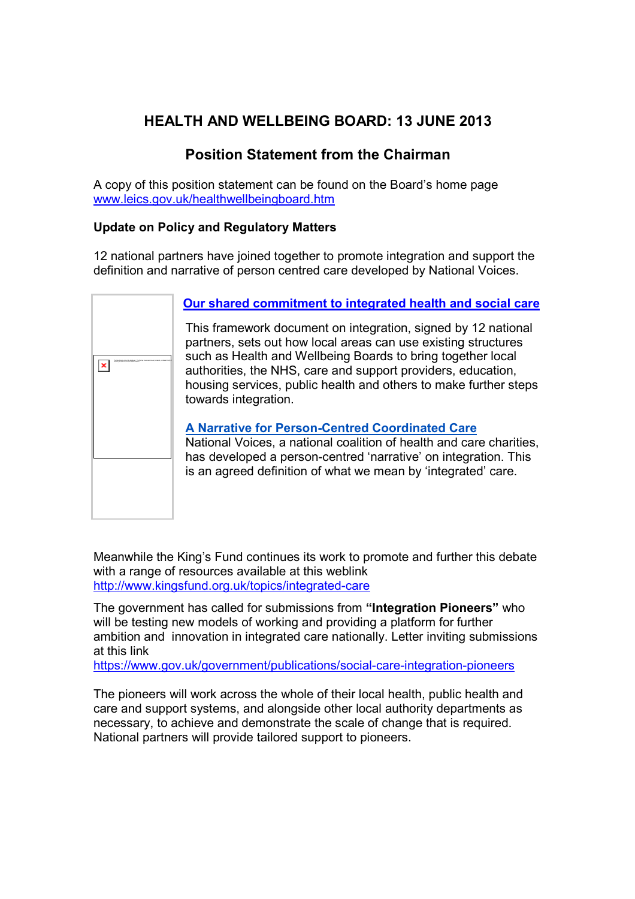# HEALTH AND WELLBEING BOARD: 13 JUNE 2013

## Position Statement from the Chairman

A copy of this position statement can be found on the Board's home page www.leics.gov.uk/healthwellbeingboard.htm

### Update on Policy and Regulatory Matters

12 national partners have joined together to promote integration and support the definition and narrative of person centred care developed by National Voices.

**Our shared commitment to integrated health and social care**

This framework document on integration, signed by 12 national partners, sets out how local areas can use existing structures such as Health and Wellbeing Boards to bring together local authorities, the NHS, care and support providers, education, housing services, public health and others to make further steps towards integration.

**A Narrative for Person-Centred Coordinated Care**

National Voices, a national coalition of health and care charities, has developed a person-centred 'narrative' on integration. This is an agreed definition of what we mean by 'integrated' care.

Meanwhile the King's Fund continues its work to promote and further this debate with a range of resources available at this weblink http://www.kingsfund.org.uk/topics/integrated-care

The government has called for submissions from **"Integration Pioneers"** who will be testing new models of working and providing a platform for further ambition and innovation in integrated care nationally. Letter inviting submissions at this link https://www.gov.uk/government/publications/social-care-integration-pioneers

The pioneers will work across the whole of their local health, public health and care and support systems, and alongside other local authority departments as necessary, to achieve and demonstrate the scale of change that is required. National partners will provide tailored support to pioneers.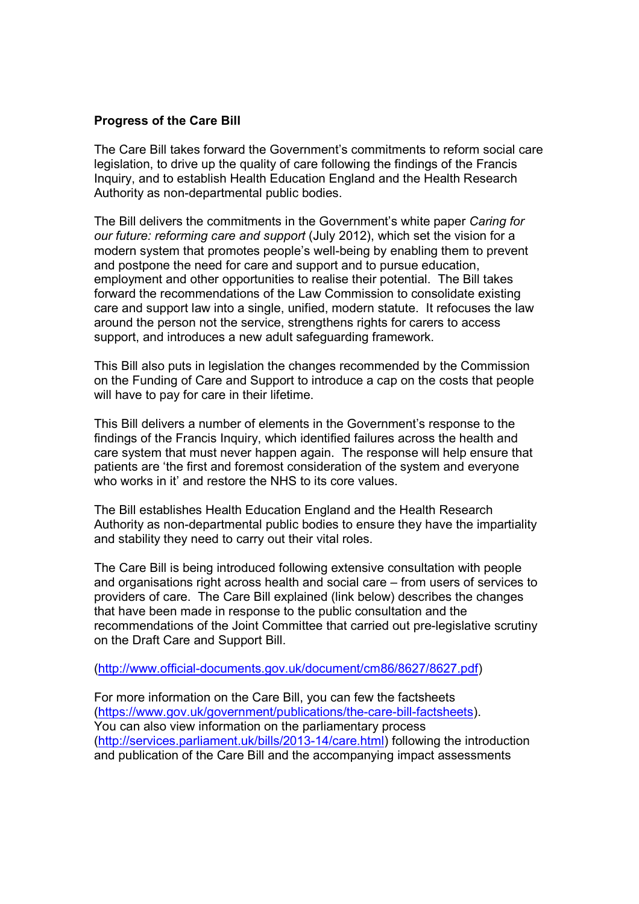**Progress of the Care Bill**

The Care Bill takes forward the Government's commitments to reform social care legislation, to drive up the quality of care following the findings of the Francis Inquiry, and to establish Health Education England and the Health Research Authority as non-departmental public bodies.

The Bill delivers the commitments in the Government's white paper *Caring for our future: reforming care and support* (July 2012), which set the vision for a modern system that promotes people's well-being by enabling them to prevent and postpone the need for care and support and to pursue education, employment and other opportunities to realise their potential. The Bill takes forward the recommendations of the Law Commission to consolidate existing care and support law into a single, unified, modern statute. It refocuses the law around the person not the service, strengthens rights for carers to access support, and introduces a new adult safeguarding framework.

This Bill also puts in legislation the changes recommended by the Commission on the Funding of Care and Support to introduce a cap on the costs that people will have to pay for care in their lifetime.

This Bill delivers a number of elements in the Government's response to the findings of the Francis Inquiry, which identified failures across the health and care system that must never happen again. The response will help ensure that patients are 'the first and foremost consideration of the system and everyone who works in it' and restore the NHS to its core values.

The Bill establishes Health Education England and the Health Research Authority as non-departmental public bodies to ensure they have the impartiality and stability they need to carry out their vital roles.

The Care Bill is being introduced following extensive consultation with people and organisations right across health and social care – from users of services to providers of care. The Care Bill explained (link below) describes the changes that have been made in response to the public consultation and the recommendations of the Joint Committee that carried out pre-legislative scrutiny on the Draft Care and Support Bill.

(http://www.official-documents.gov.uk/document/cm86/8627/8627.pdf)

For more information on the Care Bill, you can few the factsheets (https://www.gov.uk/government/publications/the-care-bill-factsheets). You can also view information on the parliamentary process (http://services.parliament.uk/bills/2013-14/care.html) following the introduction and publication of the Care Bill and the accompanying impact assessments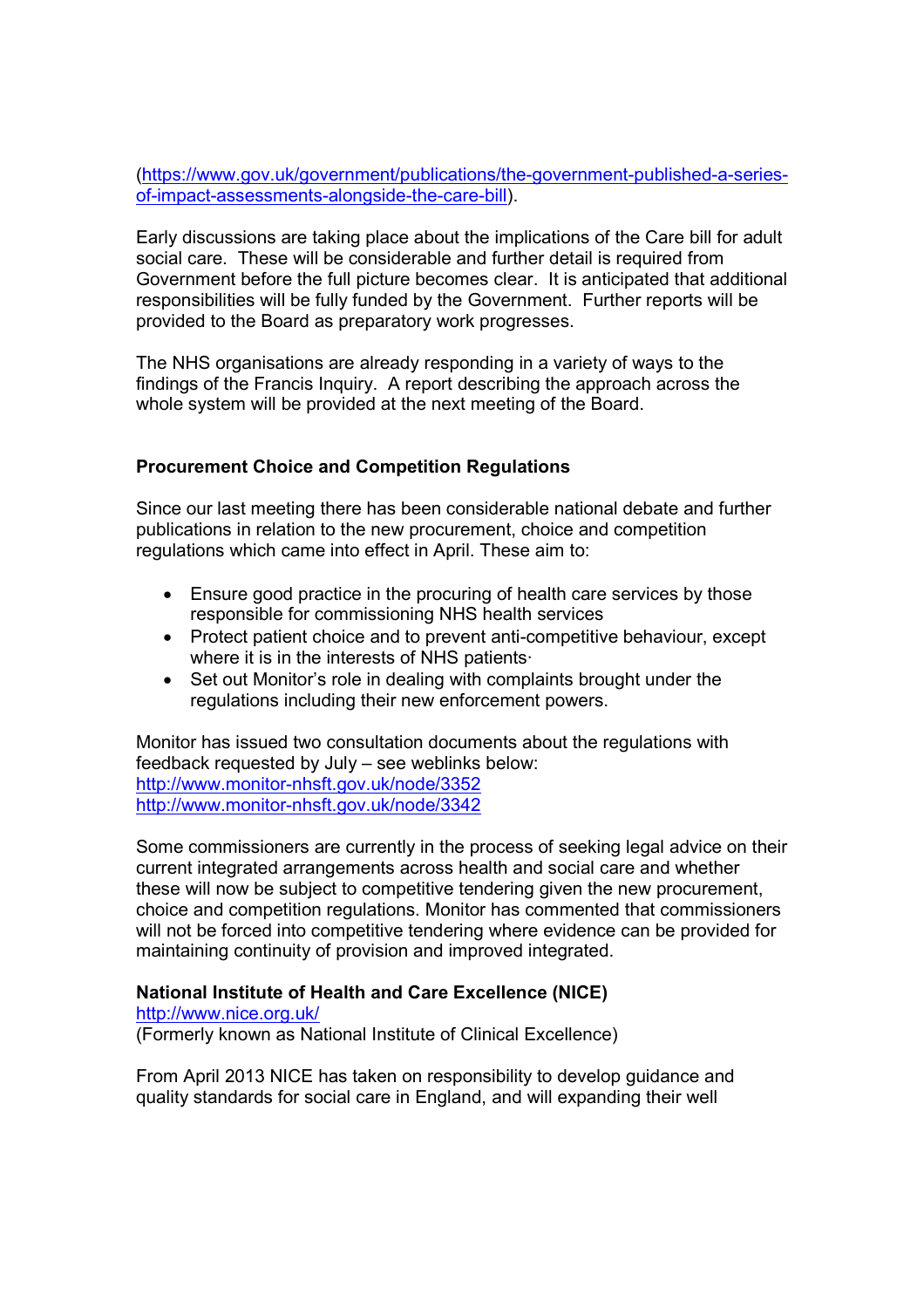(https://www.gov.uk/government/publications/the-government-published-a-series-of-impact-assessments-alongside-the-care-bill).

Early discussions are taking place about the implications of the Care bill for adult social care. These will be considerable and further detail is required from Government before the full picture becomes clear. It is anticipated that additional responsibilities will be fully funded by the Government. Further reports will be provided to the Board as preparatory work progresses.

The NHS organisations are already responding in a variety of ways to the findings of the Francis Inquiry. A report describing the approach across the whole system will be provided at the next meeting of the Board.

**Procurement Choice and Competition Regulations**

Since our last meeting there has been considerable national debate and further publications in relation to the new procurement, choice and competition regulations which came into effect in April. These aim to:

- Ensure good practice in the procuring of health care services by those responsible for commissioning NHS health services
- Protect patient choice and to prevent anti-competitive behaviour, except where it is in the interests of NHS patients·
- Set out Monitor's role in dealing with complaints brought under the regulations including their new enforcement powers.

Monitor has issued two consultation documents about the regulations with feedback requested by July – see weblinks below:
http://www.monitor-nhsft.gov.uk/node/3352
http://www.monitor-nhsft.gov.uk/node/3342

Some commissioners are currently in the process of seeking legal advice on their current integrated arrangements across health and social care and whether these will now be subject to competitive tendering given the new procurement, choice and competition regulations. Monitor has commented that commissioners will not be forced into competitive tendering where evidence can be provided for maintaining continuity of provision and improved integrated.

**National Institute of Health and Care Excellence (NICE)**
http://www.nice.org.uk/
(Formerly known as National Institute of Clinical Excellence)

From April 2013 NICE has taken on responsibility to develop guidance and quality standards for social care in England, and will expanding their well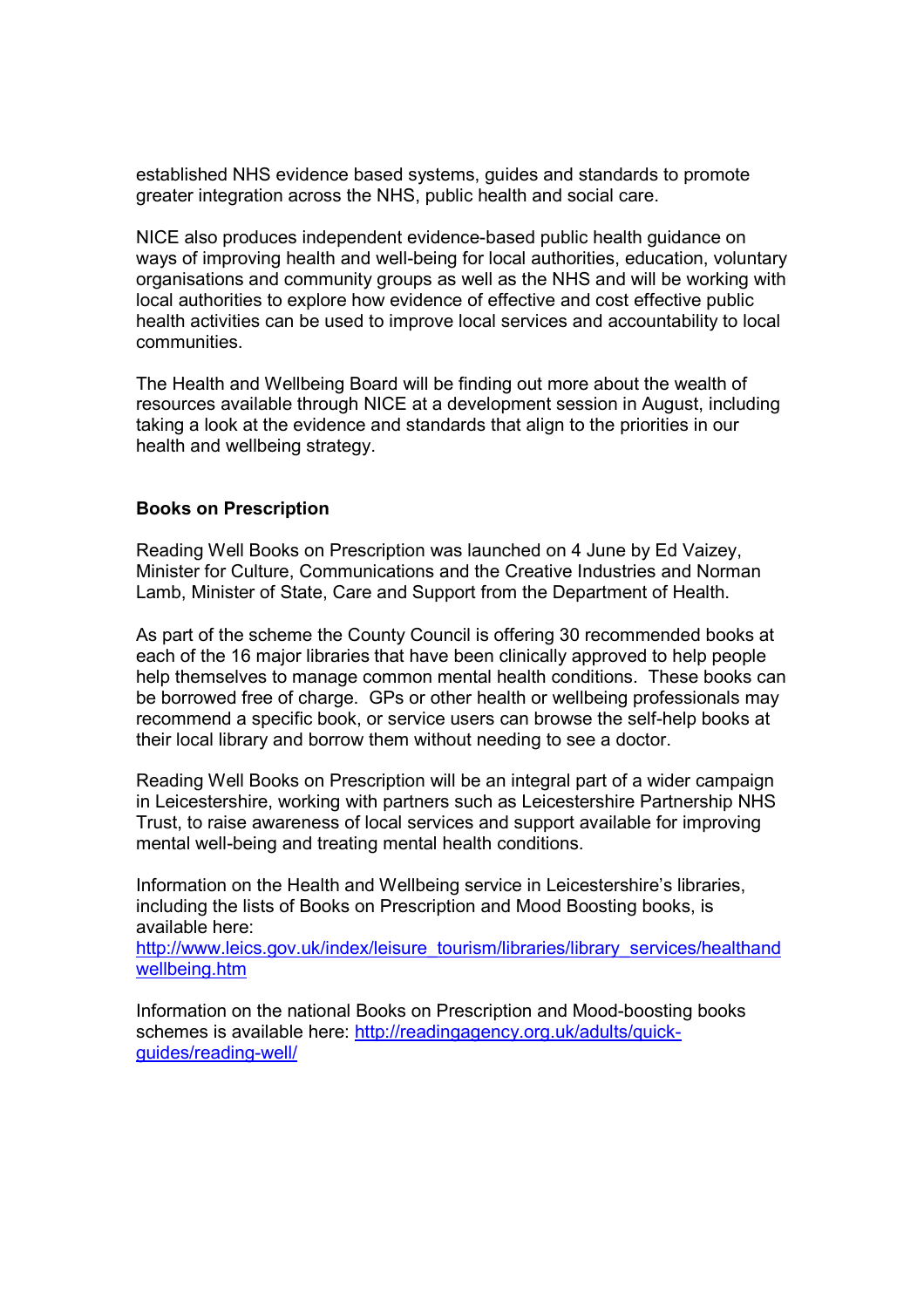established NHS evidence based systems, guides and standards to promote greater integration across the NHS, public health and social care.

NICE also produces independent evidence-based public health guidance on ways of improving health and well-being for local authorities, education, voluntary organisations and community groups as well as the NHS and will be working with local authorities to explore how evidence of effective and cost effective public health activities can be used to improve local services and accountability to local communities.

The Health and Wellbeing Board will be finding out more about the wealth of resources available through NICE at a development session in August, including taking a look at the evidence and standards that align to the priorities in our health and wellbeing strategy.

**Books on Prescription**

Reading Well Books on Prescription was launched on 4 June by Ed Vaizey, Minister for Culture, Communications and the Creative Industries and Norman Lamb, Minister of State, Care and Support from the Department of Health.

As part of the scheme the County Council is offering 30 recommended books at each of the 16 major libraries that have been clinically approved to help people help themselves to manage common mental health conditions. These books can be borrowed free of charge. GPs or other health or wellbeing professionals may recommend a specific book, or service users can browse the self-help books at their local library and borrow them without needing to see a doctor.

Reading Well Books on Prescription will be an integral part of a wider campaign in Leicestershire, working with partners such as Leicestershire Partnership NHS Trust, to raise awareness of local services and support available for improving mental well-being and treating mental health conditions.

Information on the Health and Wellbeing service in Leicestershire's libraries, including the lists of Books on Prescription and Mood Boosting books, is available here:
[http://www.leics.gov.uk/index/leisure_tourism/libraries/library_services/healthandwellbeing.htm](http://www.leics.gov.uk/index/leisure_tourism/libraries/library_services/healthandwellbeing.htm)

Information on the national Books on Prescription and Mood-boosting books schemes is available here: [http://readingagency.org.uk/adults/quick-guides/reading-well/](http://readingagency.org.uk/adults/quick-guides/reading-well/)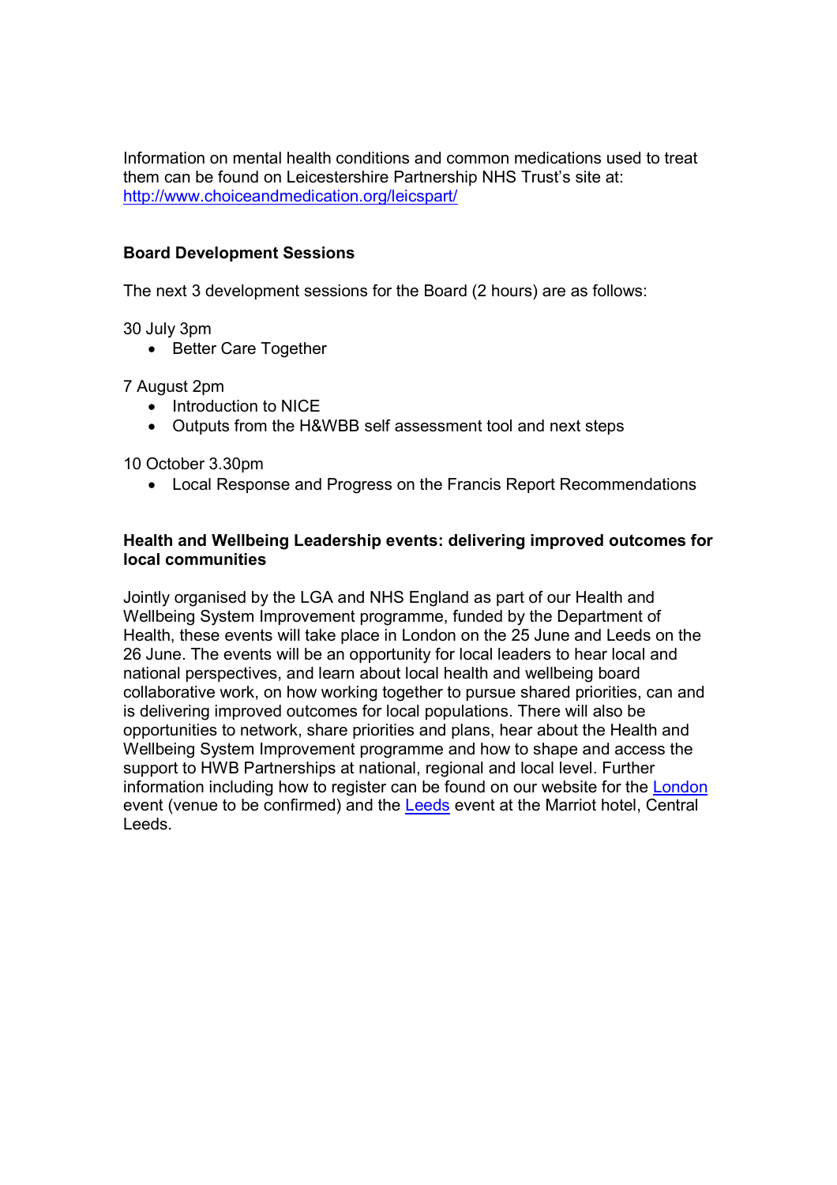Information on mental health conditions and common medications used to treat them can be found on Leicestershire Partnership NHS Trust's site at: http://www.choiceandmedication.org/leicspart/

**Board Development Sessions**

The next 3 development sessions for the Board (2 hours) are as follows:

30 July 3pm

- Better Care Together

7 August 2pm

- Introduction to NICE
- Outputs from the H&WBB self assessment tool and next steps

10 October 3.30pm

- Local Response and Progress on the Francis Report Recommendations

**Health and Wellbeing Leadership events: delivering improved outcomes for local communities**

Jointly organised by the LGA and NHS England as part of our Health and Wellbeing System Improvement programme, funded by the Department of Health, these events will take place in London on the 25 June and Leeds on the 26 June. The events will be an opportunity for local leaders to hear local and national perspectives, and learn about local health and wellbeing board collaborative work, on how working together to pursue shared priorities, can and is delivering improved outcomes for local populations. There will also be opportunities to network, share priorities and plans, hear about the Health and Wellbeing System Improvement programme and how to shape and access the support to HWB Partnerships at national, regional and local level. Further information including how to register can be found on our website for the London event (venue to be confirmed) and the Leeds event at the Marriot hotel, Central Leeds.